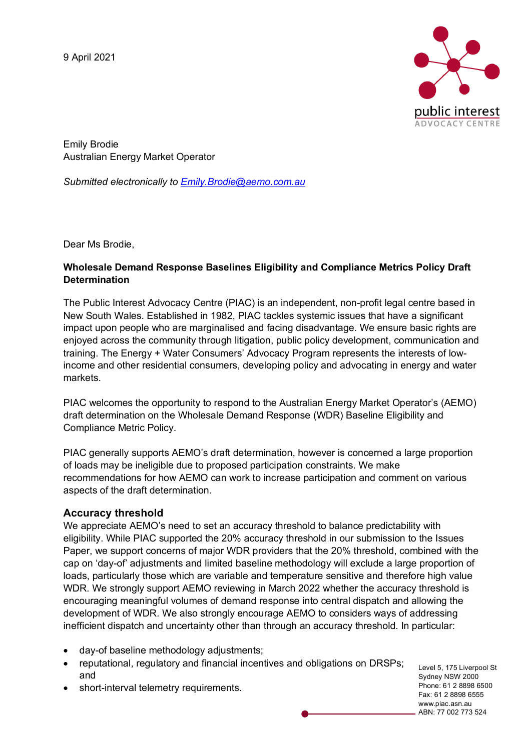9 April 2021

Emily Brodie
Australian Energy Market Operator

*Submitted electronically to [Emily.Brodie@aemo.com.au](mailto:Emily.Brodie@aemo.com.au)*

Dear Ms Brodie,

**Wholesale Demand Response Baselines Eligibility and Compliance Metrics Policy Draft Determination**

The Public Interest Advocacy Centre (PIAC) is an independent, non-profit legal centre based in New South Wales. Established in 1982, PIAC tackles systemic issues that have a significant impact upon people who are marginalised and facing disadvantage. We ensure basic rights are enjoyed across the community through litigation, public policy development, communication and training. The Energy + Water Consumers' Advocacy Program represents the interests of low-income and other residential consumers, developing policy and advocating in energy and water markets.

PIAC welcomes the opportunity to respond to the Australian Energy Market Operator's (AEMO) draft determination on the Wholesale Demand Response (WDR) Baseline Eligibility and Compliance Metric Policy.

PIAC generally supports AEMO's draft determination, however is concerned a large proportion of loads may be ineligible due to proposed participation constraints. We make recommendations for how AEMO can work to increase participation and comment on various aspects of the draft determination.

## Accuracy threshold

We appreciate AEMO's need to set an accuracy threshold to balance predictability with eligibility. While PIAC supported the 20% accuracy threshold in our submission to the Issues Paper, we support concerns of major WDR providers that the 20% threshold, combined with the cap on 'day-of' adjustments and limited baseline methodology will exclude a large proportion of loads, particularly those which are variable and temperature sensitive and therefore high value WDR. We strongly support AEMO reviewing in March 2022 whether the accuracy threshold is encouraging meaningful volumes of demand response into central dispatch and allowing the development of WDR. We also strongly encourage AEMO to considers ways of addressing inefficient dispatch and uncertainty other than through an accuracy threshold. In particular:

- day-of baseline methodology adjustments;
- reputational, regulatory and financial incentives and obligations on DRSPs; and
- short-interval telemetry requirements.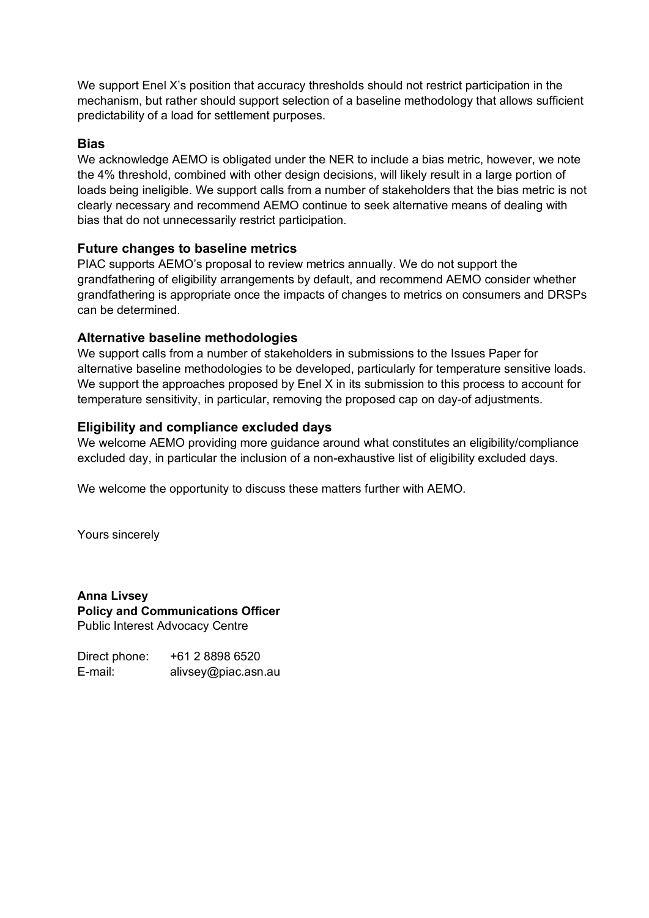We support Enel X's position that accuracy thresholds should not restrict participation in the mechanism, but rather should support selection of a baseline methodology that allows sufficient predictability of a load for settlement purposes.

### Bias

We acknowledge AEMO is obligated under the NER to include a bias metric, however, we note the 4% threshold, combined with other design decisions, will likely result in a large portion of loads being ineligible. We support calls from a number of stakeholders that the bias metric is not clearly necessary and recommend AEMO continue to seek alternative means of dealing with bias that do not unnecessarily restrict participation.

### Future changes to baseline metrics

PIAC supports AEMO's proposal to review metrics annually. We do not support the grandfathering of eligibility arrangements by default, and recommend AEMO consider whether grandfathering is appropriate once the impacts of changes to metrics on consumers and DRSPs can be determined.

### Alternative baseline methodologies

We support calls from a number of stakeholders in submissions to the Issues Paper for alternative baseline methodologies to be developed, particularly for temperature sensitive loads. We support the approaches proposed by Enel X in its submission to this process to account for temperature sensitivity, in particular, removing the proposed cap on day-of adjustments.

### Eligibility and compliance excluded days

We welcome AEMO providing more guidance around what constitutes an eligibility/compliance excluded day, in particular the inclusion of a non-exhaustive list of eligibility excluded days.

We welcome the opportunity to discuss these matters further with AEMO.

Yours sincerely

**Anna Livsey**
**Policy and Communications Officer**
Public Interest Advocacy Centre

Direct phone: +61 2 8898 6520
E-mail: alivsey@piac.asn.au